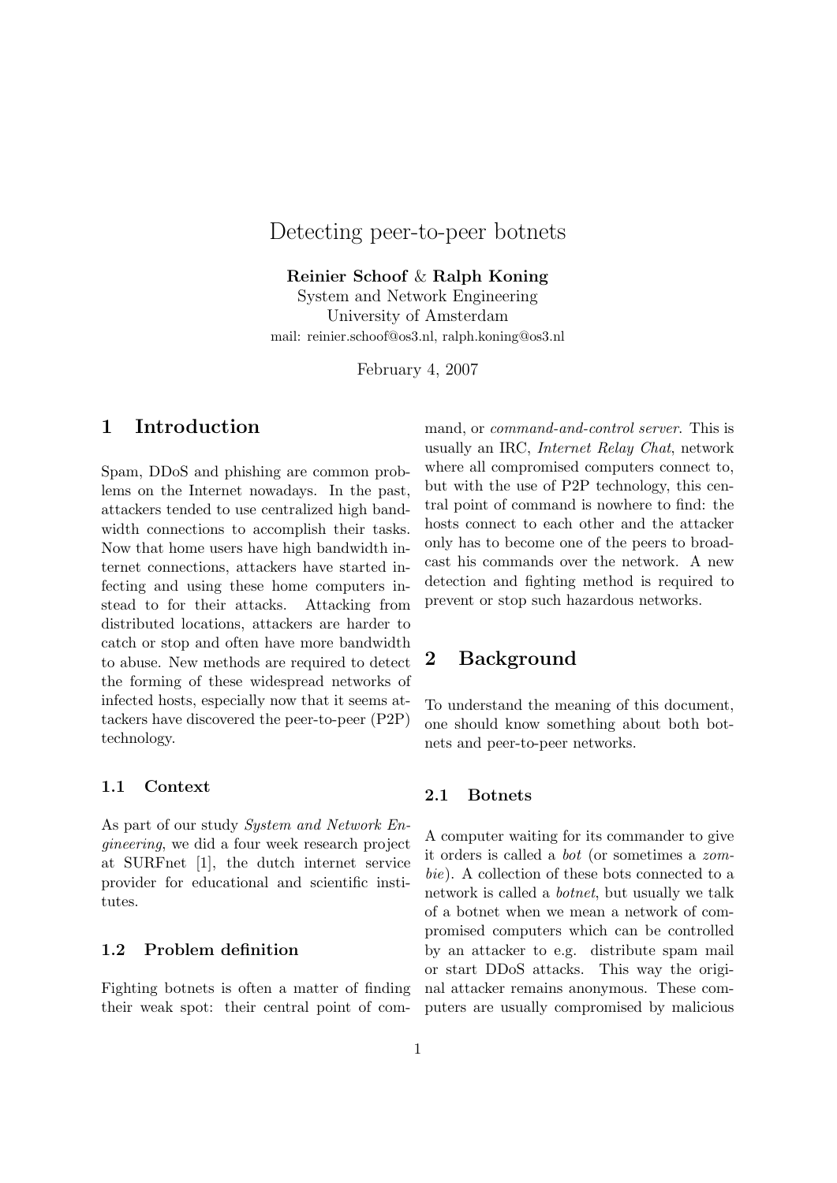# Detecting peer-to-peer botnets

**Reinier Schoof** & **Ralph Koning**
System and Network Engineering
University of Amsterdam
mail: reinier.schoof@os3.nl, ralph.koning@os3.nl

February 4, 2007

## 1 Introduction

Spam, DDoS and phishing are common problems on the Internet nowadays. In the past, attackers tended to use centralized high bandwidth connections to accomplish their tasks. Now that home users have high bandwidth internet connections, attackers have started infecting and using these home computers instead to for their attacks. Attacking from distributed locations, attackers are harder to catch or stop and often have more bandwidth to abuse. New methods are required to detect the forming of these widespread networks of infected hosts, especially now that it seems attackers have discovered the peer-to-peer (P2P) technology.

### 1.1 Context

As part of our study *System and Network Engineering*, we did a four week research project at SURFnet [1], the dutch internet service provider for educational and scientific institutes.

### 1.2 Problem definition

Fighting botnets is often a matter of finding their weak spot: their central point of command, or *command-and-control server*. This is usually an IRC, *Internet Relay Chat*, network where all compromised computers connect to, but with the use of P2P technology, this central point of command is nowhere to find: the hosts connect to each other and the attacker only has to become one of the peers to broadcast his commands over the network. A new detection and fighting method is required to prevent or stop such hazardous networks.

## 2 Background

To understand the meaning of this document, one should know something about both botnets and peer-to-peer networks.

### 2.1 Botnets

A computer waiting for its commander to give it orders is called a *bot* (or sometimes a *zombie*). A collection of these bots connected to a network is called a *botnet*, but usually we talk of a botnet when we mean a network of compromised computers which can be controlled by an attacker to e.g. distribute spam mail or start DDoS attacks. This way the original attacker remains anonymous. These computers are usually compromised by malicious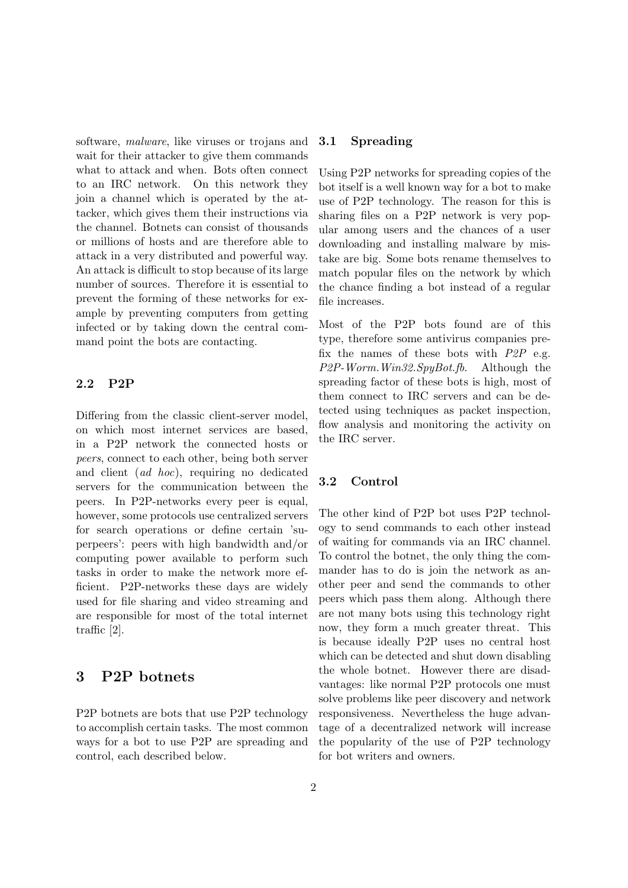software, *malware*, like viruses or trojans and wait for their attacker to give them commands what to attack and when. Bots often connect to an IRC network. On this network they join a channel which is operated by the attacker, which gives them their instructions via the channel. Botnets can consist of thousands or millions of hosts and are therefore able to attack in a very distributed and powerful way. An attack is difficult to stop because of its large number of sources. Therefore it is essential to prevent the forming of these networks for example by preventing computers from getting infected or by taking down the central command point the bots are contacting.

### 2.2 P2P

Differing from the classic client-server model, on which most internet services are based, in a P2P network the connected hosts or *peers*, connect to each other, being both server and client (*ad hoc*), requiring no dedicated servers for the communication between the peers. In P2P-networks every peer is equal, however, some protocols use centralized servers for search operations or define certain 'superpeers': peers with high bandwidth and/or computing power available to perform such tasks in order to make the network more efficient. P2P-networks these days are widely used for file sharing and video streaming and are responsible for most of the total internet traffic [2].

## 3 P2P botnets

P2P botnets are bots that use P2P technology to accomplish certain tasks. The most common ways for a bot to use P2P are spreading and control, each described below.

### 3.1 Spreading

Using P2P networks for spreading copies of the bot itself is a well known way for a bot to make use of P2P technology. The reason for this is sharing files on a P2P network is very popular among users and the chances of a user downloading and installing malware by mistake are big. Some bots rename themselves to match popular files on the network by which the chance finding a bot instead of a regular file increases.

Most of the P2P bots found are of this type, therefore some antivirus companies prefix the names of these bots with *P2P* e.g. *P2P-Worm.Win32.SpyBot.fb*. Although the spreading factor of these bots is high, most of them connect to IRC servers and can be detected using techniques as packet inspection, flow analysis and monitoring the activity on the IRC server.

### 3.2 Control

The other kind of P2P bot uses P2P technology to send commands to each other instead of waiting for commands via an IRC channel. To control the botnet, the only thing the commander has to do is join the network as another peer and send the commands to other peers which pass them along. Although there are not many bots using this technology right now, they form a much greater threat. This is because ideally P2P uses no central host which can be detected and shut down disabling the whole botnet. However there are disadvantages: like normal P2P protocols one must solve problems like peer discovery and network responsiveness. Nevertheless the huge advantage of a decentralized network will increase the popularity of the use of P2P technology for bot writers and owners.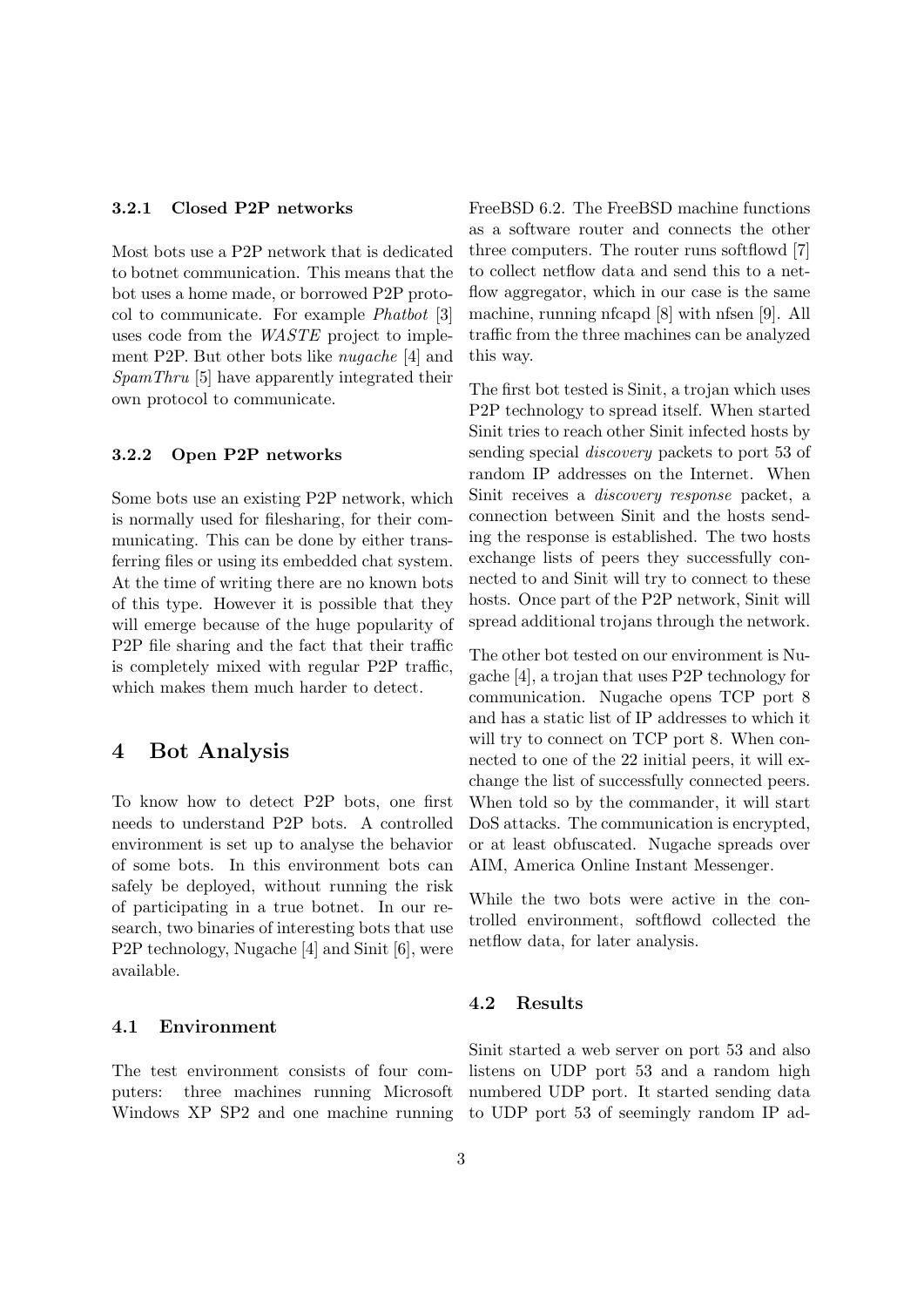#### 3.2.1 Closed P2P networks

Most bots use a P2P network that is dedicated to botnet communication. This means that the bot uses a home made, or borrowed P2P protocol to communicate. For example *Phatbot* [3] uses code from the *WASTE* project to implement P2P. But other bots like *nugache* [4] and *SpamThru* [5] have apparently integrated their own protocol to communicate.

#### 3.2.2 Open P2P networks

Some bots use an existing P2P network, which is normally used for filesharing, for their communicating. This can be done by either transferring files or using its embedded chat system. At the time of writing there are no known bots of this type. However it is possible that they will emerge because of the huge popularity of P2P file sharing and the fact that their traffic is completely mixed with regular P2P traffic, which makes them much harder to detect.

## 4 Bot Analysis

To know how to detect P2P bots, one first needs to understand P2P bots. A controlled environment is set up to analyse the behavior of some bots. In this environment bots can safely be deployed, without running the risk of participating in a true botnet. In our research, two binaries of interesting bots that use P2P technology, Nugache [4] and Sinit [6], were available.

### 4.1 Environment

The test environment consists of four computers: three machines running Microsoft Windows XP SP2 and one machine running FreeBSD 6.2. The FreeBSD machine functions as a software router and connects the other three computers. The router runs softflowd [7] to collect netflow data and send this to a netflow aggregator, which in our case is the same machine, running nfcapd [8] with nfsen [9]. All traffic from the three machines can be analyzed this way.

The first bot tested is Sinit, a trojan which uses P2P technology to spread itself. When started Sinit tries to reach other Sinit infected hosts by sending special *discovery* packets to port 53 of random IP addresses on the Internet. When Sinit receives a *discovery response* packet, a connection between Sinit and the hosts sending the response is established. The two hosts exchange lists of peers they successfully connected to and Sinit will try to connect to these hosts. Once part of the P2P network, Sinit will spread additional trojans through the network.

The other bot tested on our environment is Nugache [4], a trojan that uses P2P technology for communication. Nugache opens TCP port 8 and has a static list of IP addresses to which it will try to connect on TCP port 8. When connected to one of the 22 initial peers, it will exchange the list of successfully connected peers. When told so by the commander, it will start DoS attacks. The communication is encrypted, or at least obfuscated. Nugache spreads over AIM, America Online Instant Messenger.

While the two bots were active in the controlled environment, softflowd collected the netflow data, for later analysis.

### 4.2 Results

Sinit started a web server on port 53 and also listens on UDP port 53 and a random high numbered UDP port. It started sending data to UDP port 53 of seemingly random IP ad-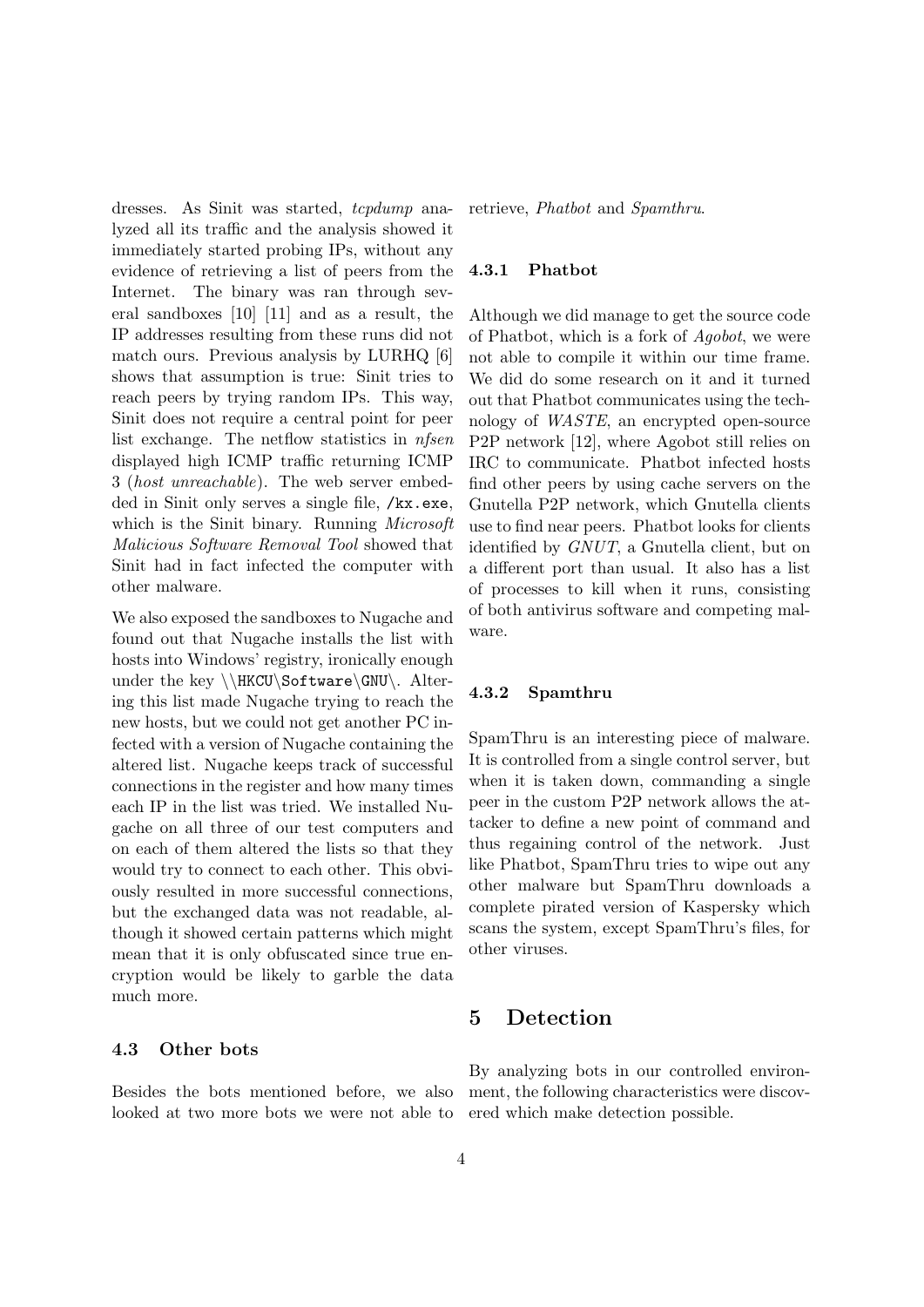dresses. As Sinit was started, *tcpdump* analyzed all its traffic and the analysis showed it immediately started probing IPs, without any evidence of retrieving a list of peers from the Internet. The binary was ran through several sandboxes [10] [11] and as a result, the IP addresses resulting from these runs did not match ours. Previous analysis by LURHQ [6] shows that assumption is true: Sinit tries to reach peers by trying random IPs. This way, Sinit does not require a central point for peer list exchange. The netflow statistics in *nfsen* displayed high ICMP traffic returning ICMP 3 (*host unreachable*). The web server embedded in Sinit only serves a single file, `/kx.exe`, which is the Sinit binary. Running *Microsoft Malicious Software Removal Tool* showed that Sinit had in fact infected the computer with other malware.

We also exposed the sandboxes to Nugache and found out that Nugache installs the list with hosts into Windows' registry, ironically enough under the key `\\HKCU\Software\GNU\`. Altering this list made Nugache trying to reach the new hosts, but we could not get another PC infected with a version of Nugache containing the altered list. Nugache keeps track of successful connections in the register and how many times each IP in the list was tried. We installed Nugache on all three of our test computers and on each of them altered the lists so that they would try to connect to each other. This obviously resulted in more successful connections, but the exchanged data was not readable, although it showed certain patterns which might mean that it is only obfuscated since true encryption would be likely to garble the data much more.

### 4.3 Other bots

Besides the bots mentioned before, we also looked at two more bots we were not able to retrieve, *Phatbot* and *Spamthru*.

#### 4.3.1 Phatbot

Although we did manage to get the source code of Phatbot, which is a fork of *Agobot*, we were not able to compile it within our time frame. We did do some research on it and it turned out that Phatbot communicates using the technology of *WASTE*, an encrypted open-source P2P network [12], where Agobot still relies on IRC to communicate. Phatbot infected hosts find other peers by using cache servers on the Gnutella P2P network, which Gnutella clients use to find near peers. Phatbot looks for clients identified by *GNUT*, a Gnutella client, but on a different port than usual. It also has a list of processes to kill when it runs, consisting of both antivirus software and competing malware.

#### 4.3.2 Spamthru

SpamThru is an interesting piece of malware. It is controlled from a single control server, but when it is taken down, commanding a single peer in the custom P2P network allows the attacker to define a new point of command and thus regaining control of the network. Just like Phatbot, SpamThru tries to wipe out any other malware but SpamThru downloads a complete pirated version of Kaspersky which scans the system, except SpamThru's files, for other viruses.

## 5 Detection

By analyzing bots in our controlled environment, the following characteristics were discovered which make detection possible.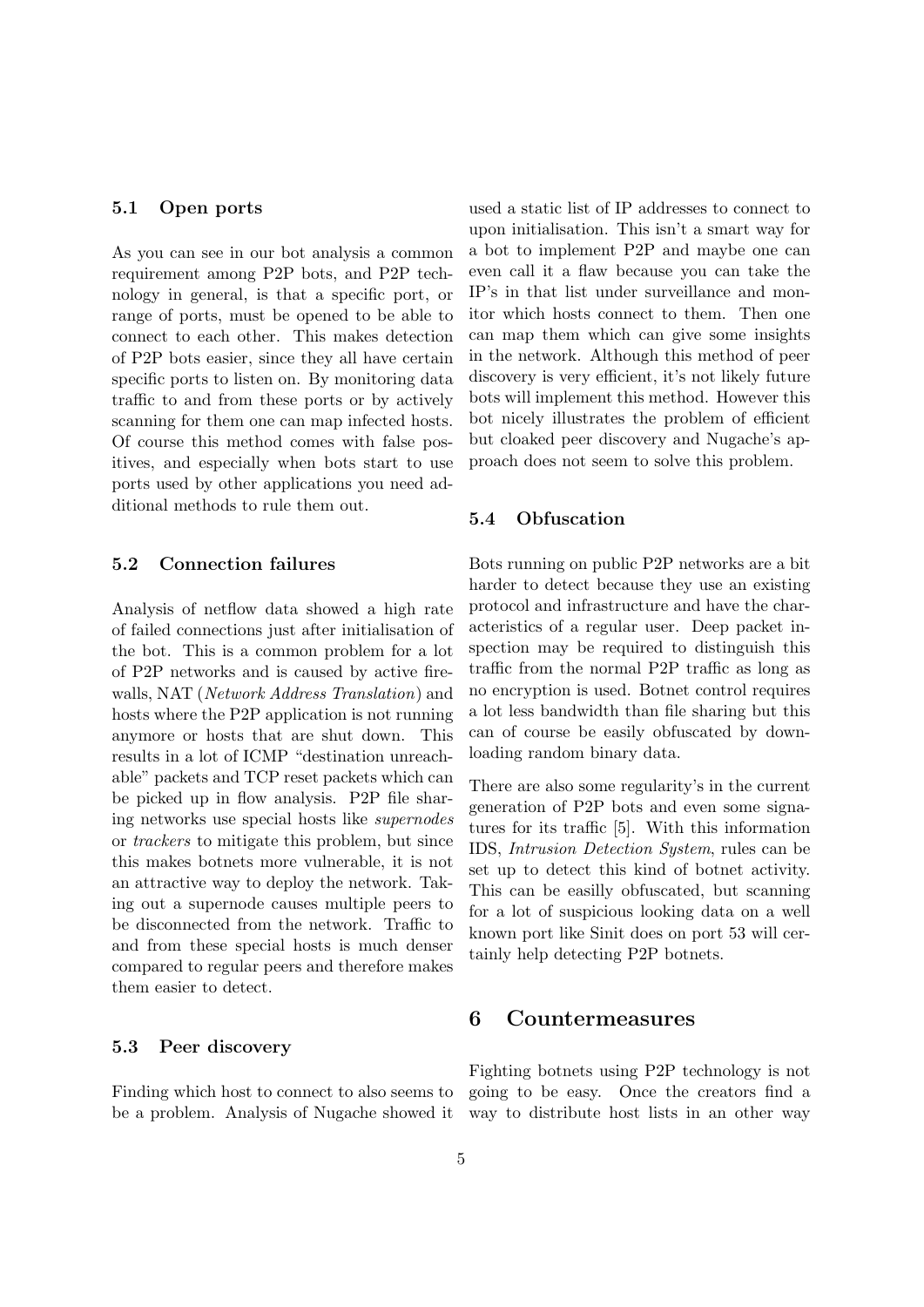### 5.1 Open ports

As you can see in our bot analysis a common requirement among P2P bots, and P2P technology in general, is that a specific port, or range of ports, must be opened to be able to connect to each other. This makes detection of P2P bots easier, since they all have certain specific ports to listen on. By monitoring data traffic to and from these ports or by actively scanning for them one can map infected hosts. Of course this method comes with false positives, and especially when bots start to use ports used by other applications you need additional methods to rule them out.

### 5.2 Connection failures

Analysis of netflow data showed a high rate of failed connections just after initialisation of the bot. This is a common problem for a lot of P2P networks and is caused by active firewalls, NAT (*Network Address Translation*) and hosts where the P2P application is not running anymore or hosts that are shut down. This results in a lot of ICMP "destination unreachable" packets and TCP reset packets which can be picked up in flow analysis. P2P file sharing networks use special hosts like *supernodes* or *trackers* to mitigate this problem, but since this makes botnets more vulnerable, it is not an attractive way to deploy the network. Taking out a supernode causes multiple peers to be disconnected from the network. Traffic to and from these special hosts is much denser compared to regular peers and therefore makes them easier to detect.

### 5.3 Peer discovery

Finding which host to connect to also seems to be a problem. Analysis of Nugache showed it used a static list of IP addresses to connect to upon initialisation. This isn't a smart way for a bot to implement P2P and maybe one can even call it a flaw because you can take the IP's in that list under surveillance and monitor which hosts connect to them. Then one can map them which can give some insights in the network. Although this method of peer discovery is very efficient, it's not likely future bots will implement this method. However this bot nicely illustrates the problem of efficient but cloaked peer discovery and Nugache's approach does not seem to solve this problem.

### 5.4 Obfuscation

Bots running on public P2P networks are a bit harder to detect because they use an existing protocol and infrastructure and have the characteristics of a regular user. Deep packet inspection may be required to distinguish this traffic from the normal P2P traffic as long as no encryption is used. Botnet control requires a lot less bandwidth than file sharing but this can of course be easily obfuscated by downloading random binary data.

There are also some regularity's in the current generation of P2P bots and even some signatures for its traffic [5]. With this information IDS, *Intrusion Detection System*, rules can be set up to detect this kind of botnet activity. This can be easilly obfuscated, but scanning for a lot of suspicious looking data on a well known port like Sinit does on port 53 will certainly help detecting P2P botnets.

## 6 Countermeasures

Fighting botnets using P2P technology is not going to be easy. Once the creators find a way to distribute host lists in an other way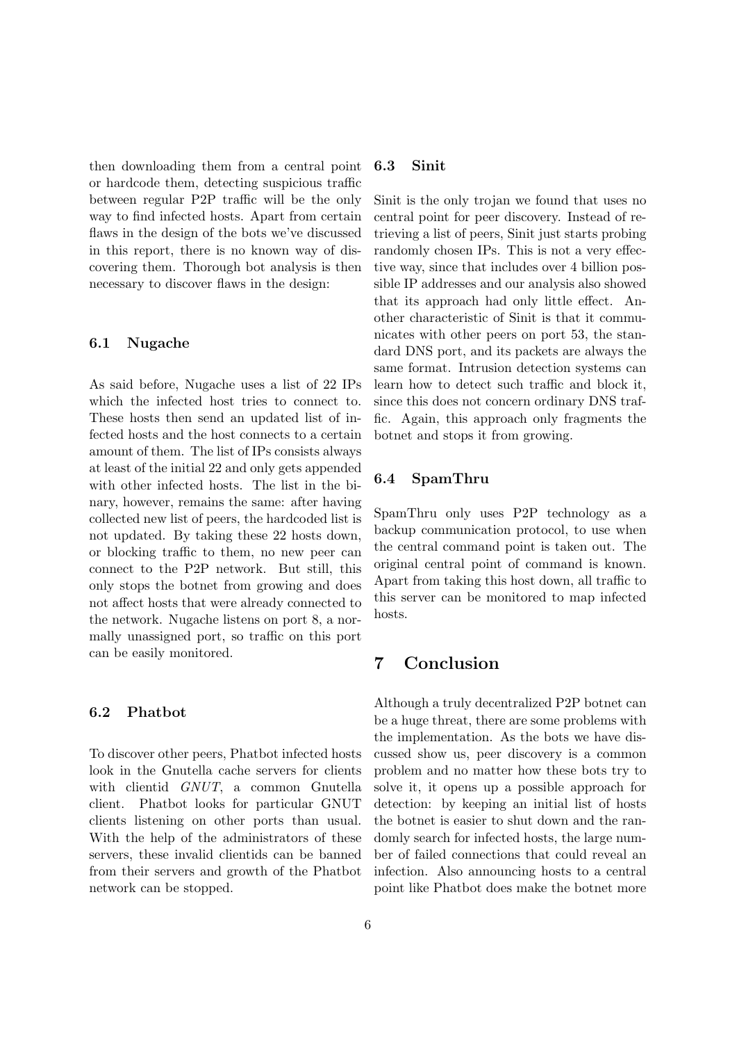then downloading them from a central point or hardcode them, detecting suspicious traffic between regular P2P traffic will be the only way to find infected hosts. Apart from certain flaws in the design of the bots we've discussed in this report, there is no known way of discovering them. Thorough bot analysis is then necessary to discover flaws in the design:

### 6.1 Nugache

As said before, Nugache uses a list of 22 IPs which the infected host tries to connect to. These hosts then send an updated list of infected hosts and the host connects to a certain amount of them. The list of IPs consists always at least of the initial 22 and only gets appended with other infected hosts. The list in the binary, however, remains the same: after having collected new list of peers, the hardcoded list is not updated. By taking these 22 hosts down, or blocking traffic to them, no new peer can connect to the P2P network. But still, this only stops the botnet from growing and does not affect hosts that were already connected to the network. Nugache listens on port 8, a normally unassigned port, so traffic on this port can be easily monitored.

### 6.2 Phatbot

To discover other peers, Phatbot infected hosts look in the Gnutella cache servers for clients with clientid *GNUT*, a common Gnutella client. Phatbot looks for particular GNUT clients listening on other ports than usual. With the help of the administrators of these servers, these invalid clientids can be banned from their servers and growth of the Phatbot network can be stopped.

### 6.3 Sinit

Sinit is the only trojan we found that uses no central point for peer discovery. Instead of retrieving a list of peers, Sinit just starts probing randomly chosen IPs. This is not a very effective way, since that includes over 4 billion possible IP addresses and our analysis also showed that its approach had only little effect. Another characteristic of Sinit is that it communicates with other peers on port 53, the standard DNS port, and its packets are always the same format. Intrusion detection systems can learn how to detect such traffic and block it, since this does not concern ordinary DNS traffic. Again, this approach only fragments the botnet and stops it from growing.

### 6.4 SpamThru

SpamThru only uses P2P technology as a backup communication protocol, to use when the central command point is taken out. The original central point of command is known. Apart from taking this host down, all traffic to this server can be monitored to map infected hosts.

## 7 Conclusion

Although a truly decentralized P2P botnet can be a huge threat, there are some problems with the implementation. As the bots we have discussed show us, peer discovery is a common problem and no matter how these bots try to solve it, it opens up a possible approach for detection: by keeping an initial list of hosts the botnet is easier to shut down and the randomly search for infected hosts, the large number of failed connections that could reveal an infection. Also announcing hosts to a central point like Phatbot does make the botnet more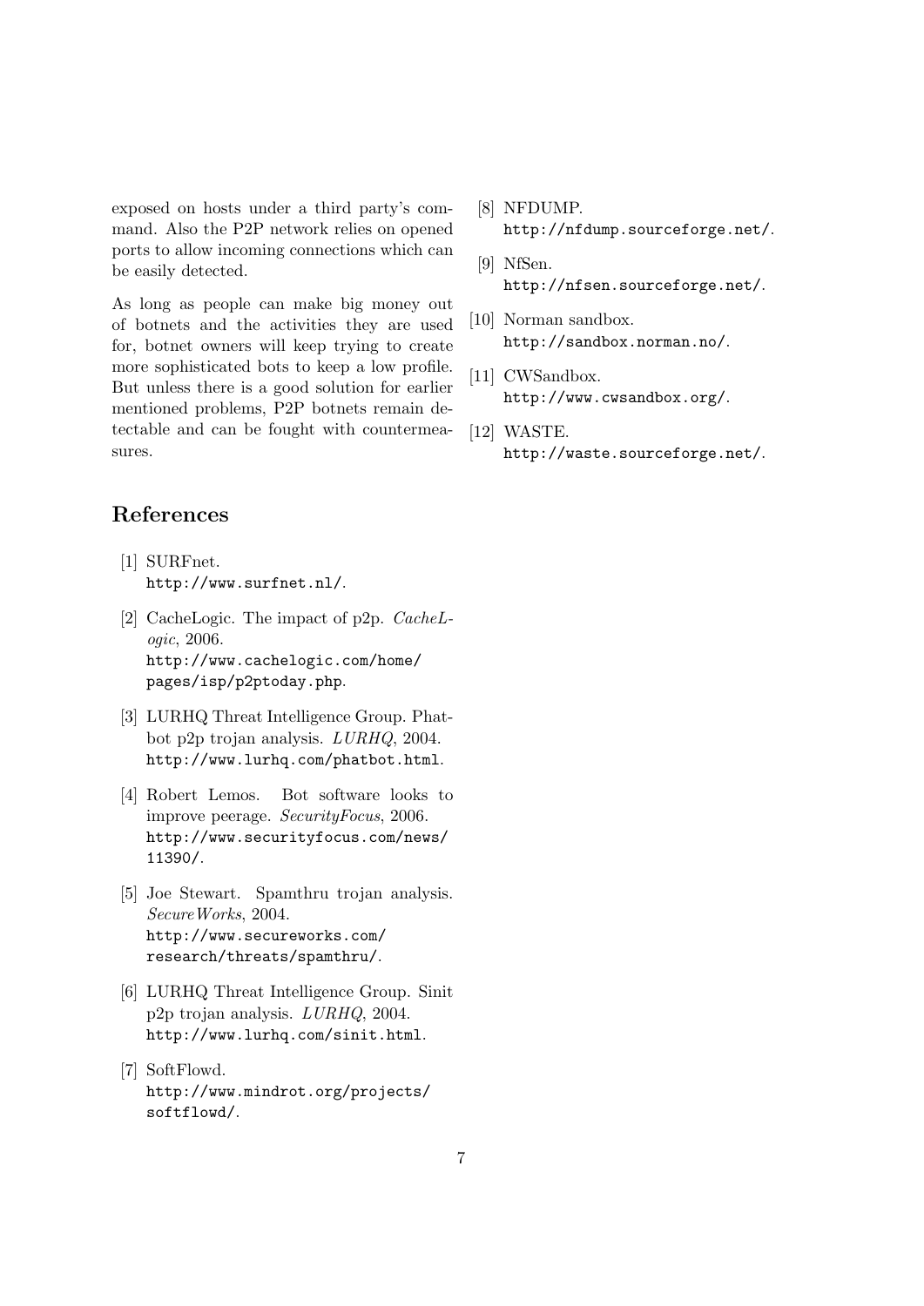exposed on hosts under a third party's command. Also the P2P network relies on opened ports to allow incoming connections which can be easily detected.

As long as people can make big money out of botnets and the activities they are used for, botnet owners will keep trying to create more sophisticated bots to keep a low profile. But unless there is a good solution for earlier mentioned problems, P2P botnets remain detectable and can be fought with countermeasures.

## References

[1] SURFnet. http://www.surfnet.nl/.

[2] CacheLogic. The impact of p2p. *CacheLogic*, 2006. http://www.cachelogic.com/home/pages/isp/p2ptoday.php.

[3] LURHQ Threat Intelligence Group. Phatbot p2p trojan analysis. *LURHQ*, 2004. http://www.lurhq.com/phatbot.html.

[4] Robert Lemos. Bot software looks to improve peerage. *SecurityFocus*, 2006. http://www.securityfocus.com/news/11390/.

[5] Joe Stewart. Spamthru trojan analysis. *SecureWorks*, 2004. http://www.secureworks.com/research/threats/spamthru/.

[6] LURHQ Threat Intelligence Group. Sinit p2p trojan analysis. *LURHQ*, 2004. http://www.lurhq.com/sinit.html.

[7] SoftFlowd. http://www.mindrot.org/projects/softflowd/.

[8] NFDUMP. http://nfdump.sourceforge.net/.

[9] NfSen. http://nfsen.sourceforge.net/.

[10] Norman sandbox. http://sandbox.norman.no/.

[11] CWSandbox. http://www.cwsandbox.org/.

[12] WASTE. http://waste.sourceforge.net/.